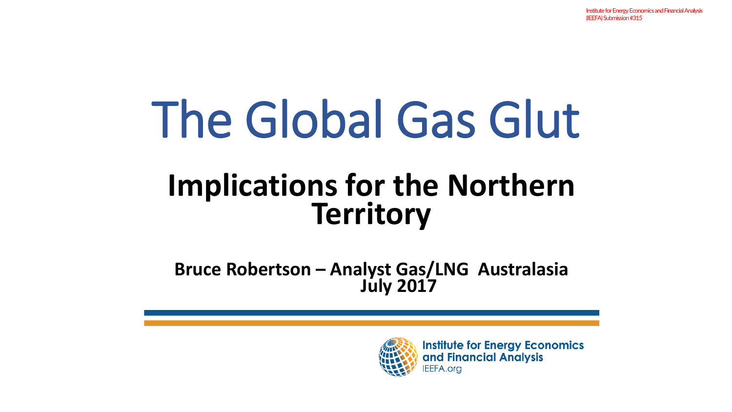Institute for Energy Economics and Financial Analysis (IEEFA) Submission #315

# The Global Gas Glut

## Implications for the Northern Territory

**Bruce Robertson – Analyst Gas/LNG Australasia**
**July 2017**

Institute for Energy Economics and Financial Analysis
IEEFA.org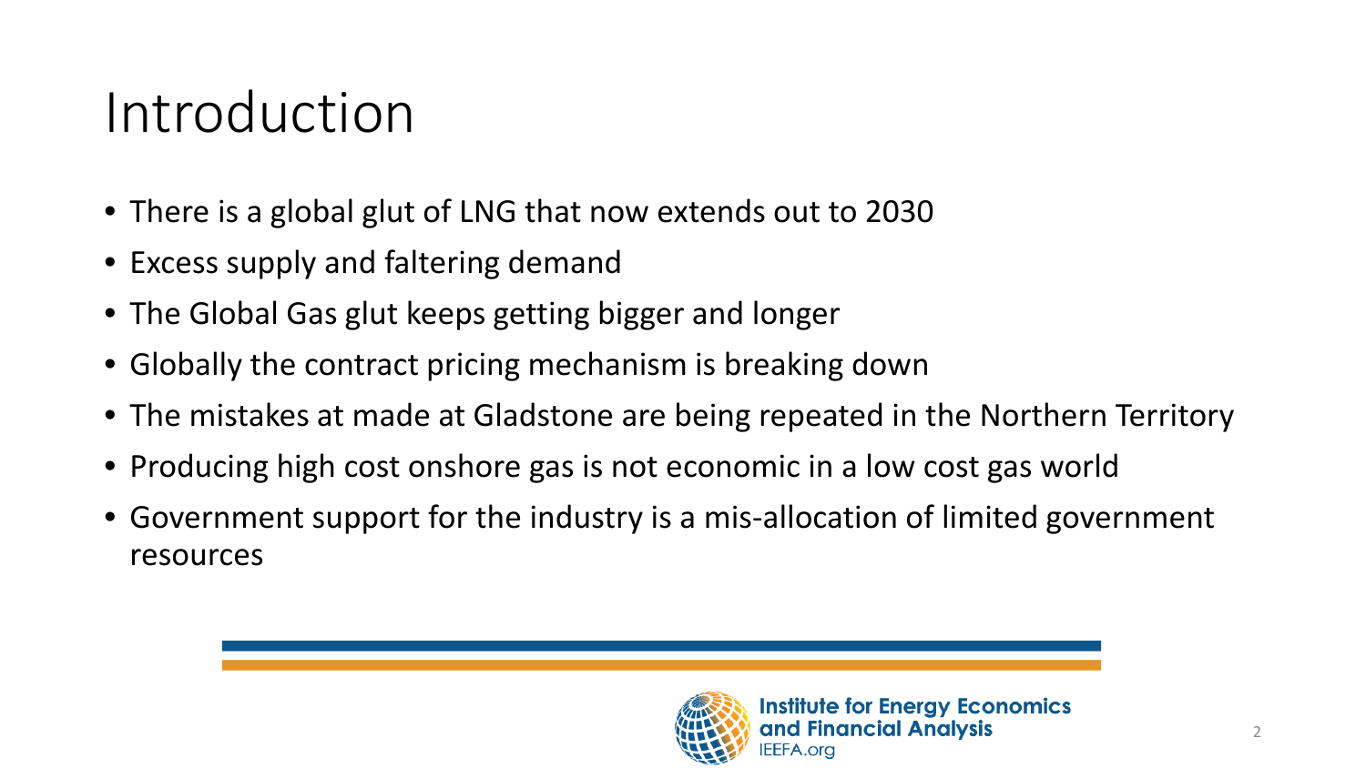# Introduction

- There is a global glut of LNG that now extends out to 2030
- Excess supply and faltering demand
- The Global Gas glut keeps getting bigger and longer
- Globally the contract pricing mechanism is breaking down
- The mistakes at made at Gladstone are being repeated in the Northern Territory
- Producing high cost onshore gas is not economic in a low cost gas world
- Government support for the industry is a mis-allocation of limited government resources

Institute for Energy Economics and Financial Analysis
IEEFA.org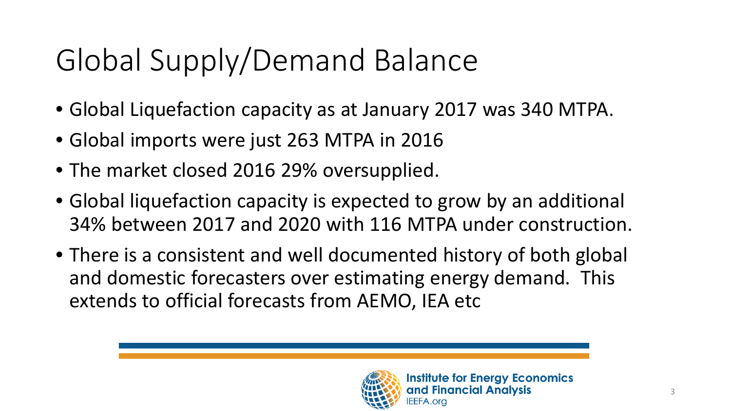# Global Supply/Demand Balance

- Global Liquefaction capacity as at January 2017 was 340 MTPA.
- Global imports were just 263 MTPA in 2016
- The market closed 2016 29% oversupplied.
- Global liquefaction capacity is expected to grow by an additional 34% between 2017 and 2020 with 116 MTPA under construction.
- There is a consistent and well documented history of both global and domestic forecasters over estimating energy demand. This extends to official forecasts from AEMO, IEA etc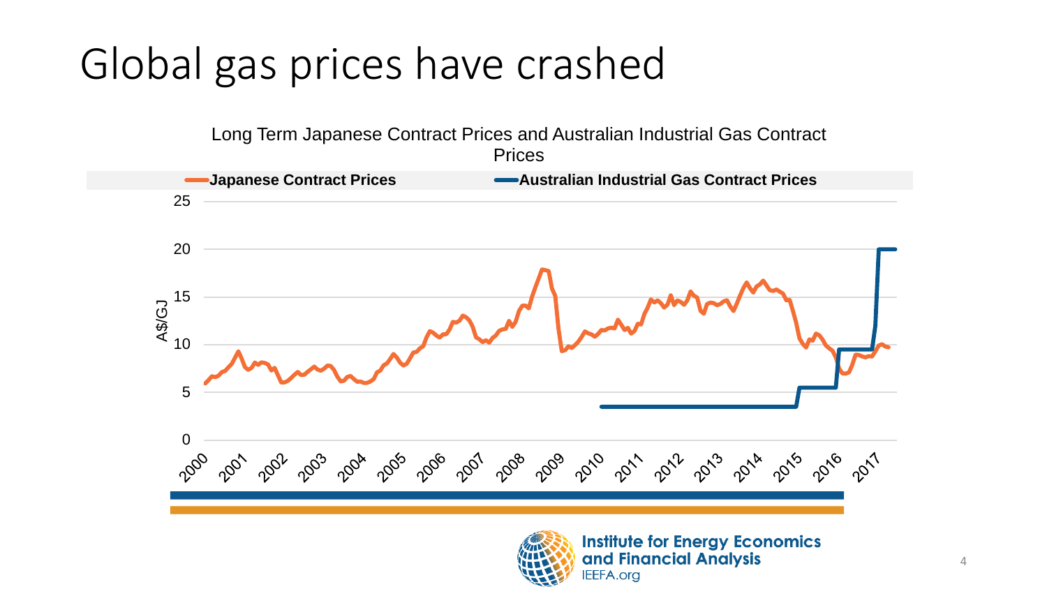# Global gas prices have crashed

Long Term Japanese Contract Prices and Australian Industrial Gas Contract Prices

Japanese Contract Prices — Australian Industrial Gas Contract Prices

A$/GJ

0, 5, 10, 15, 20, 25

2000, 2001, 2002, 2003, 2004, 2005, 2006, 2007, 2008, 2009, 2010, 2011, 2012, 2013, 2014, 2015, 2016, 2017

Institute for Energy Economics and Financial Analysis
IEEFA.org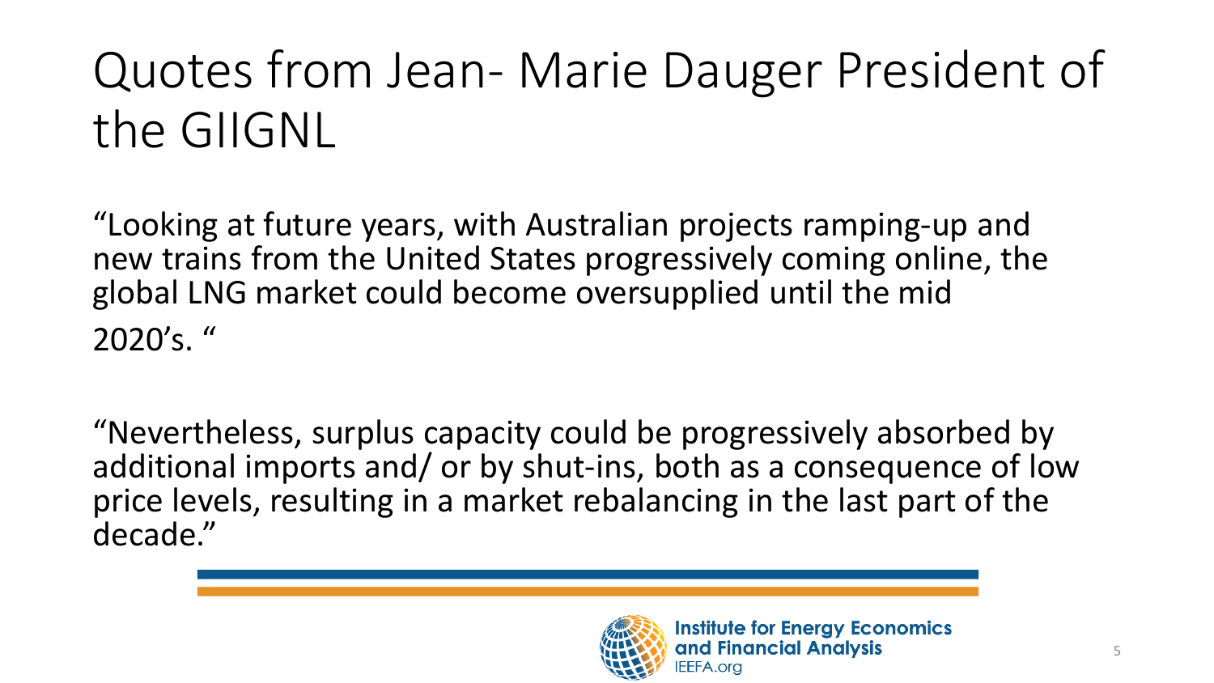# Quotes from Jean- Marie Dauger President of the GIIGNL

"Looking at future years, with Australian projects ramping-up and new trains from the United States progressively coming online, the global LNG market could become oversupplied until the mid 2020's. "

"Nevertheless, surplus capacity could be progressively absorbed by additional imports and/ or by shut-ins, both as a consequence of low price levels, resulting in a market rebalancing in the last part of the decade."

Institute for Energy Economics and Financial Analysis
IEEFA.org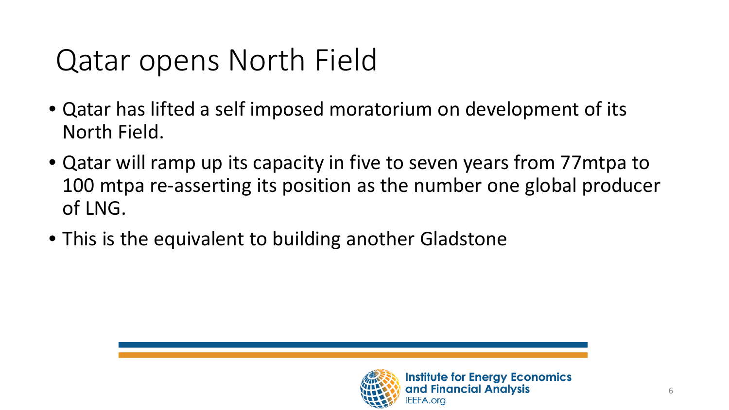# Qatar opens North Field

- Qatar has lifted a self imposed moratorium on development of its North Field.
- Qatar will ramp up its capacity in five to seven years from 77mtpa to 100 mtpa re-asserting its position as the number one global producer of LNG.
- This is the equivalent to building another Gladstone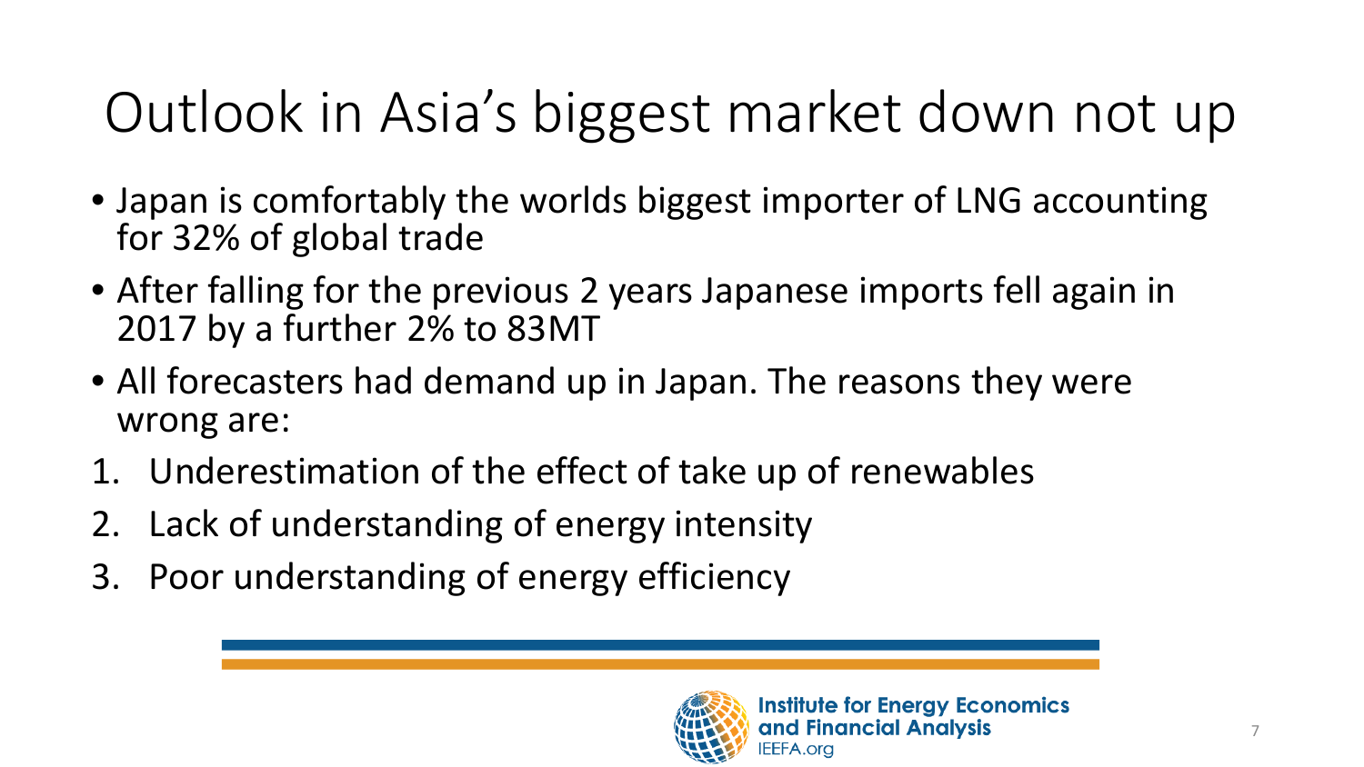# Outlook in Asia's biggest market down not up

- Japan is comfortably the worlds biggest importer of LNG accounting for 32% of global trade
- After falling for the previous 2 years Japanese imports fell again in 2017 by a further 2% to 83MT
- All forecasters had demand up in Japan. The reasons they were wrong are:

1. Underestimation of the effect of take up of renewables
2. Lack of understanding of energy intensity
3. Poor understanding of energy efficiency

Institute for Energy Economics and Financial Analysis
IEEFA.org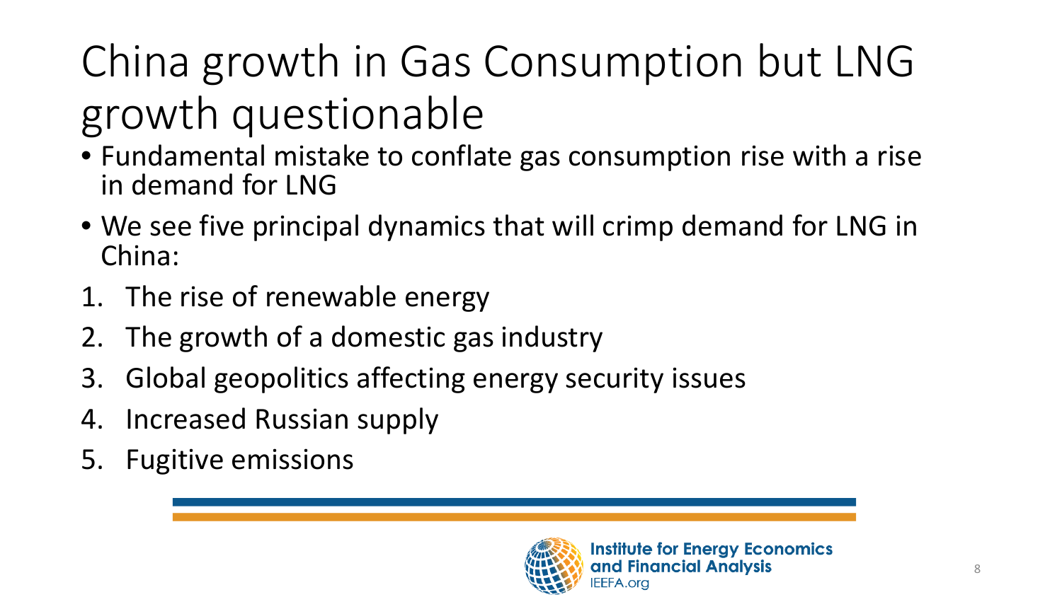# China growth in Gas Consumption but LNG growth questionable

- Fundamental mistake to conflate gas consumption rise with a rise in demand for LNG
- We see five principal dynamics that will crimp demand for LNG in China:

1. The rise of renewable energy
2. The growth of a domestic gas industry
3. Global geopolitics affecting energy security issues
4. Increased Russian supply
5. Fugitive emissions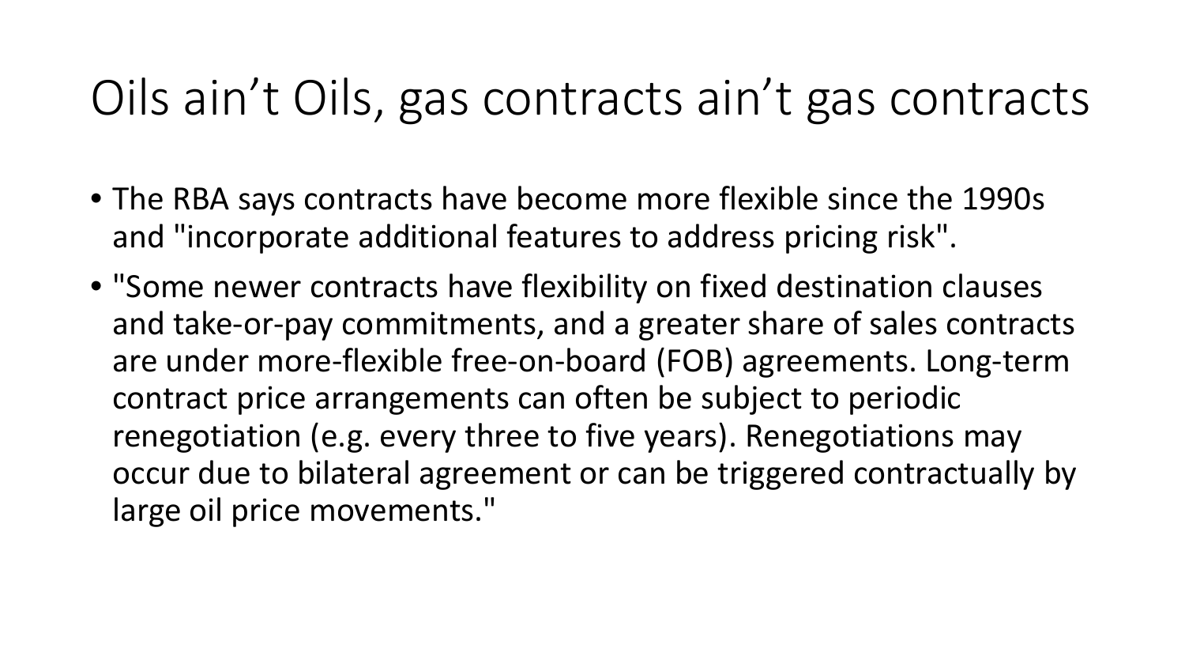# Oils ain't Oils, gas contracts ain't gas contracts

- The RBA says contracts have become more flexible since the 1990s and "incorporate additional features to address pricing risk".
- "Some newer contracts have flexibility on fixed destination clauses and take-or-pay commitments, and a greater share of sales contracts are under more-flexible free-on-board (FOB) agreements. Long-term contract price arrangements can often be subject to periodic renegotiation (e.g. every three to five years). Renegotiations may occur due to bilateral agreement or can be triggered contractually by large oil price movements."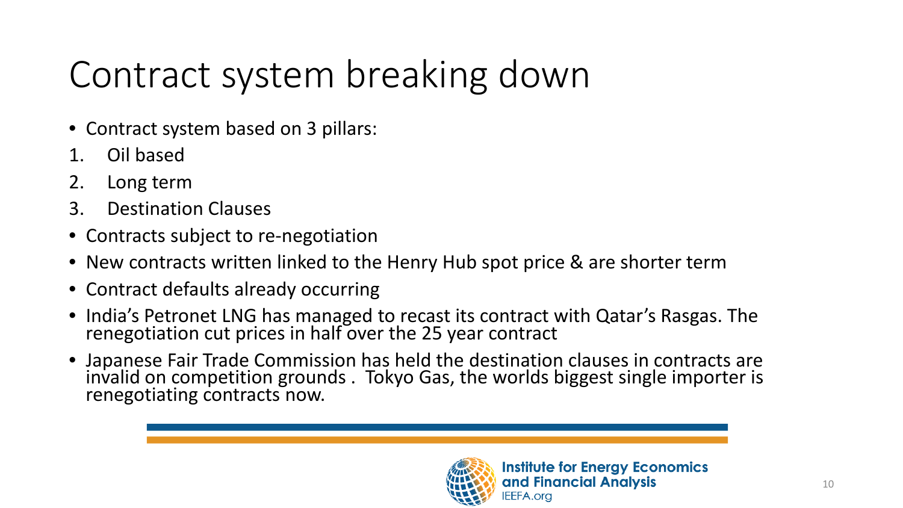# Contract system breaking down

- Contract system based on 3 pillars:

1. Oil based
2. Long term
3. Destination Clauses

- Contracts subject to re-negotiation
- New contracts written linked to the Henry Hub spot price & are shorter term
- Contract defaults already occurring
- India's Petronet LNG has managed to recast its contract with Qatar's Rasgas. The renegotiation cut prices in half over the 25 year contract
- Japanese Fair Trade Commission has held the destination clauses in contracts are invalid on competition grounds . Tokyo Gas, the worlds biggest single importer is renegotiating contracts now.

Institute for Energy Economics and Financial Analysis
IEEFA.org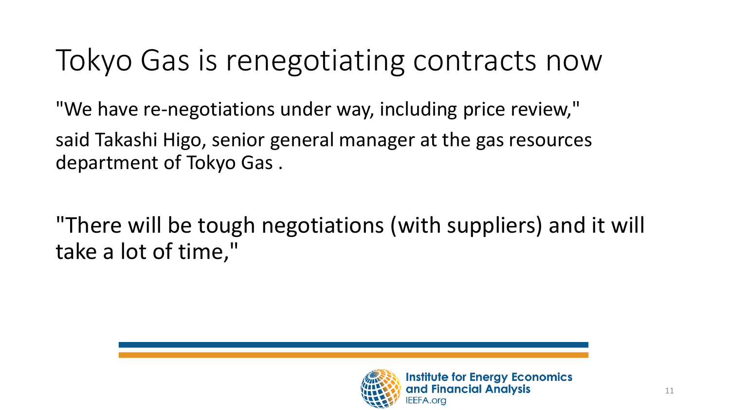# Tokyo Gas is renegotiating contracts now

"We have re-negotiations under way, including price review,"

said Takashi Higo, senior general manager at the gas resources department of Tokyo Gas .

"There will be tough negotiations (with suppliers) and it will take a lot of time,"

Institute for Energy Economics and Financial Analysis
IEEFA.org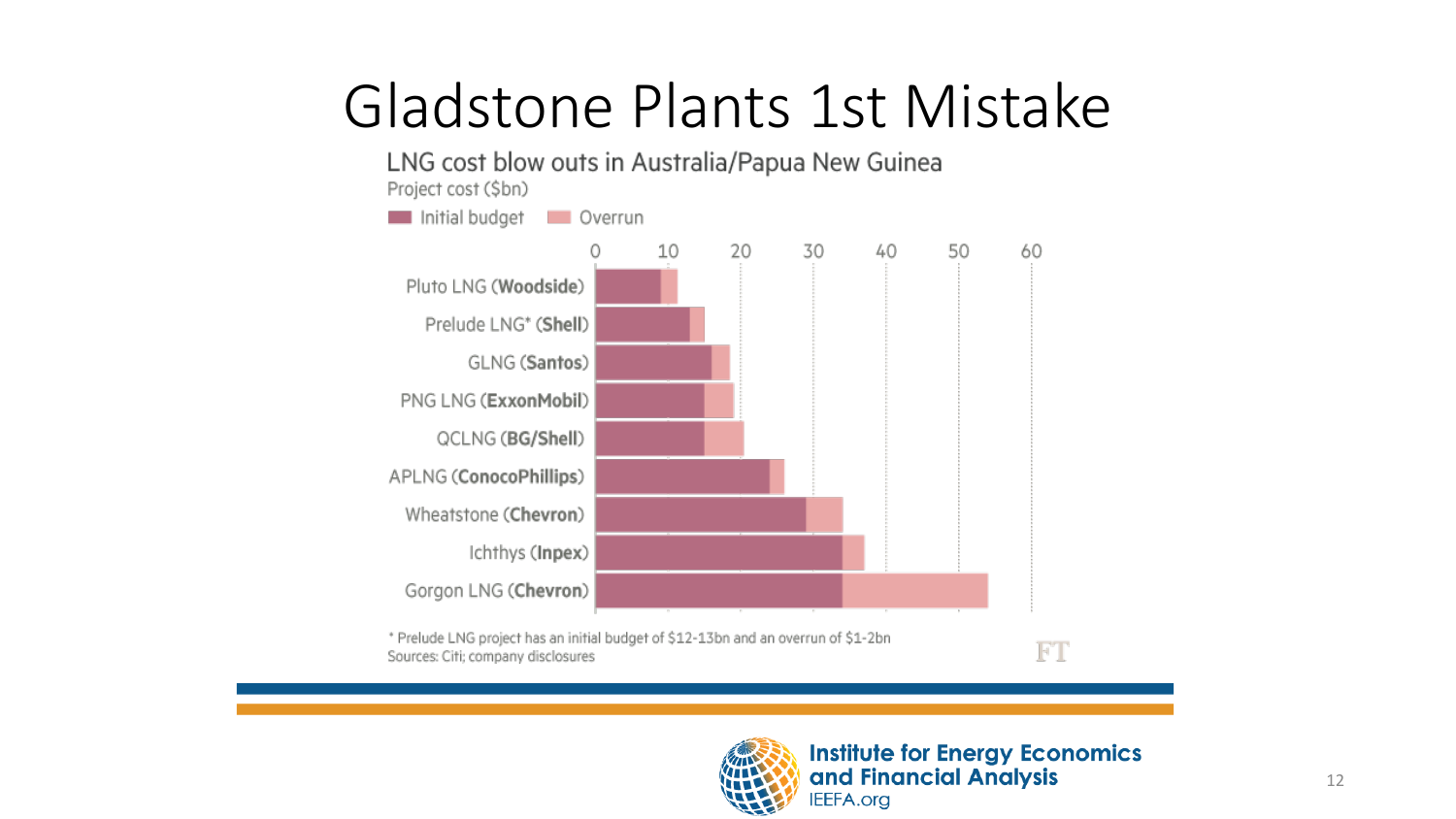# Gladstone Plants 1st Mistake

**LNG cost blow outs in Australia/Papua New Guinea**

Project cost ($bn)

Initial budget | Overrun

- Pluto LNG (**Woodside**)
- Prelude LNG* (**Shell**)
- GLNG (**Santos**)
- PNG LNG (**ExxonMobil**)
- QCLNG (**BG/Shell**)
- APLNG (**ConocoPhillips**)
- Wheatstone (**Chevron**)
- Ichthys (**Inpex**)
- Gorgon LNG (**Chevron**)

0 10 20 30 40 50 60

* Prelude LNG project has an initial budget of $12-13bn and an overrun of $1-2bn

Sources: Citi; company disclosures

FT

Institute for Energy Economics and Financial Analysis
IEEFA.org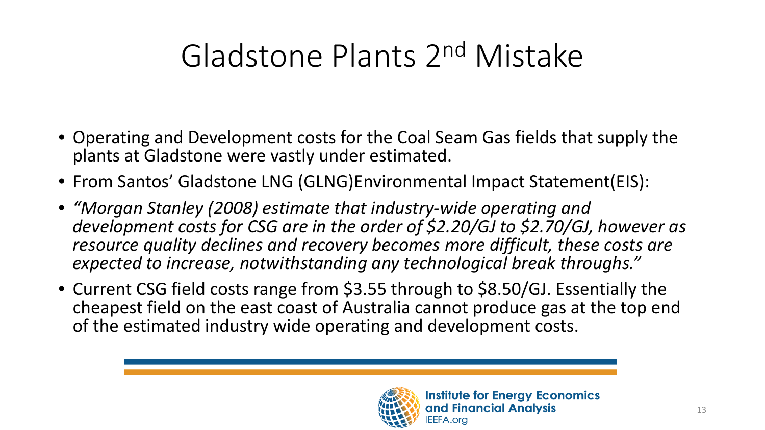# Gladstone Plants 2$^{nd}$ Mistake

- Operating and Development costs for the Coal Seam Gas fields that supply the plants at Gladstone were vastly under estimated.
- From Santos' Gladstone LNG (GLNG)Environmental Impact Statement(EIS):
- *"Morgan Stanley (2008) estimate that industry-wide operating and development costs for CSG are in the order of $2.20/GJ to $2.70/GJ, however as resource quality declines and recovery becomes more difficult, these costs are expected to increase, notwithstanding any technological break throughs."*
- Current CSG field costs range from $3.55 through to $8.50/GJ. Essentially the cheapest field on the east coast of Australia cannot produce gas at the top end of the estimated industry wide operating and development costs.

Institute for Energy Economics and Financial Analysis
IEEFA.org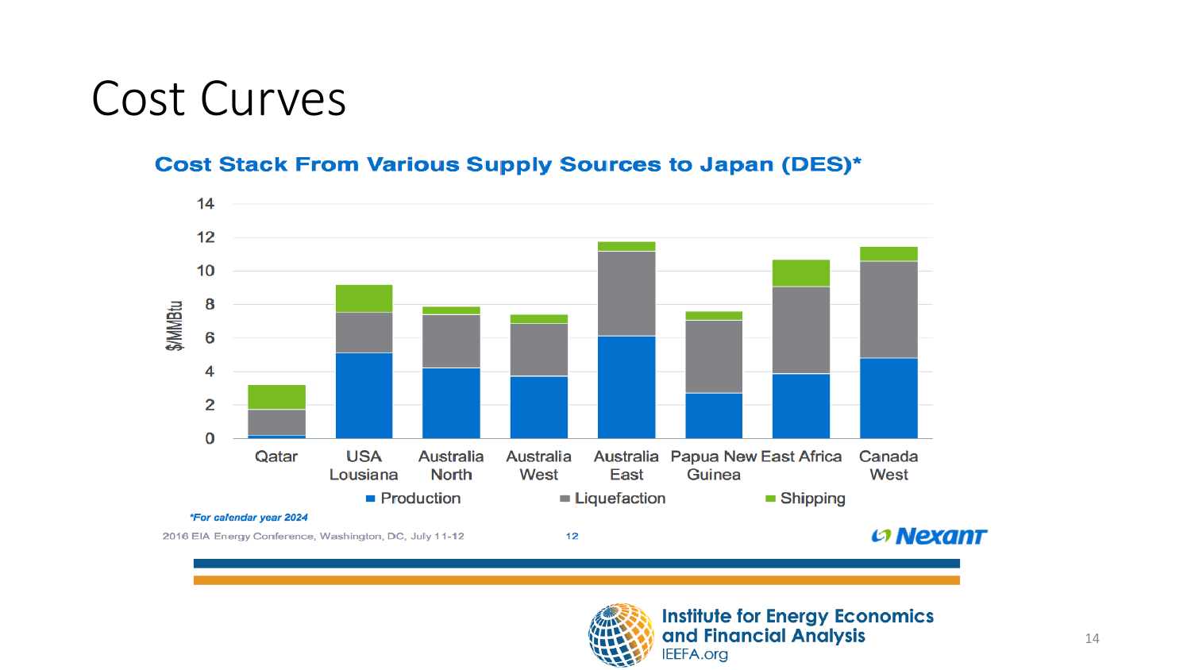# Cost Curves

**Cost Stack From Various Supply Sources to Japan (DES)***

$/MMBtu

| | Production | Liquefaction | Shipping |
|---|---|---|---|
| Qatar | | | |
| USA Lousiana | | | |
| Australia North | | | |
| Australia West | | | |
| Australia East | | | |
| Papua New Guinea | | | |
| East Africa | | | |
| Canada West | | | |

*For calendar year 2024

2016 EIA Energy Conference, Washington, DC, July 11-12 12

Nexant

Institute for Energy Economics and Financial Analysis
IEEFA.org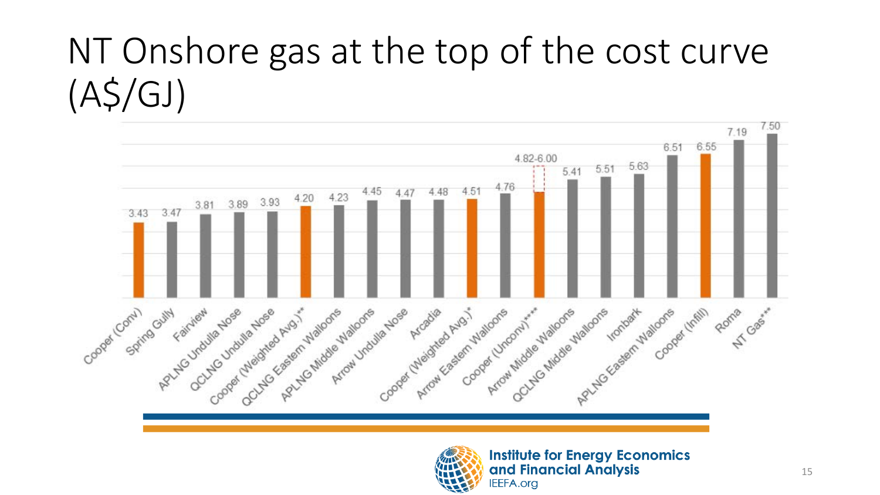# NT Onshore gas at the top of the cost curve (A$/GJ)

| Field | A$/GJ |
|---|---|
| Cooper (Conv) | 3.43 |
| Spring Gully | 3.47 |
| Fairview | 3.81 |
| APLNG Undulla Nose | 3.89 |
| QCLNG Undulla Nose | 3.93 |
| Cooper (Weighted Avg.)** | 4.20 |
| QCLNG Eastern Walloons | 4.23 |
| APLNG Middle Walloons | 4.45 |
| Arrow Undulla Nose | 4.47 |
| Arcadia | 4.48 |
| Cooper (Weighted Avg.)* | 4.51 |
| Arrow Eastern Walloons | 4.76 |
| Cooper (Unconv)**** | 4.82-6.00 |
| Arrow Middle Walloons | 5.41 |
| QCLNG Middle Walloons | 5.51 |
| Ironbark | 5.63 |
| APLNG Eastern Walloons | 6.51 |
| Cooper (Infill) | 6.55 |
| Roma | 7.19 |
| NT Gas*** | 7.50 |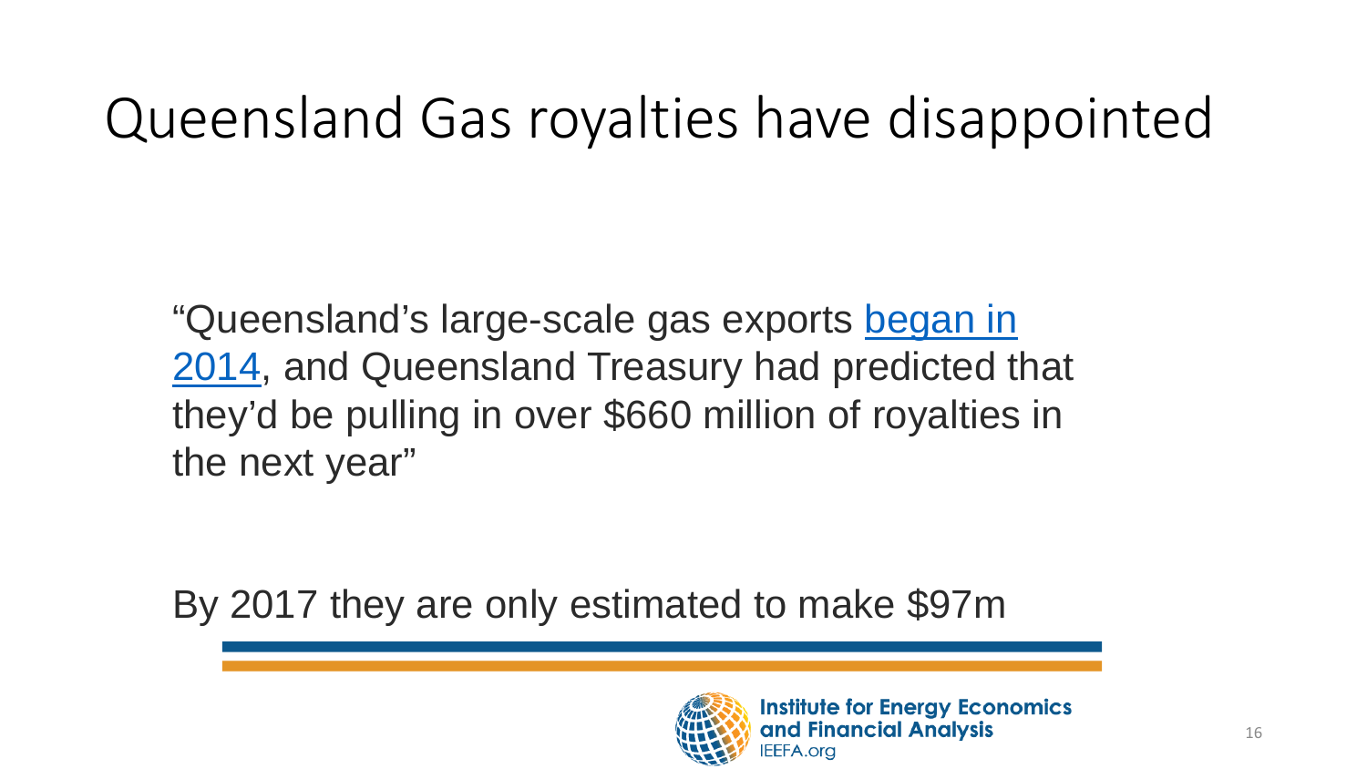# Queensland Gas royalties have disappointed

"Queensland's large-scale gas exports began in 2014, and Queensland Treasury had predicted that they'd be pulling in over $660 million of royalties in the next year"

By 2017 they are only estimated to make $97m

**Institute for Energy Economics and Financial Analysis**
IEEFA.org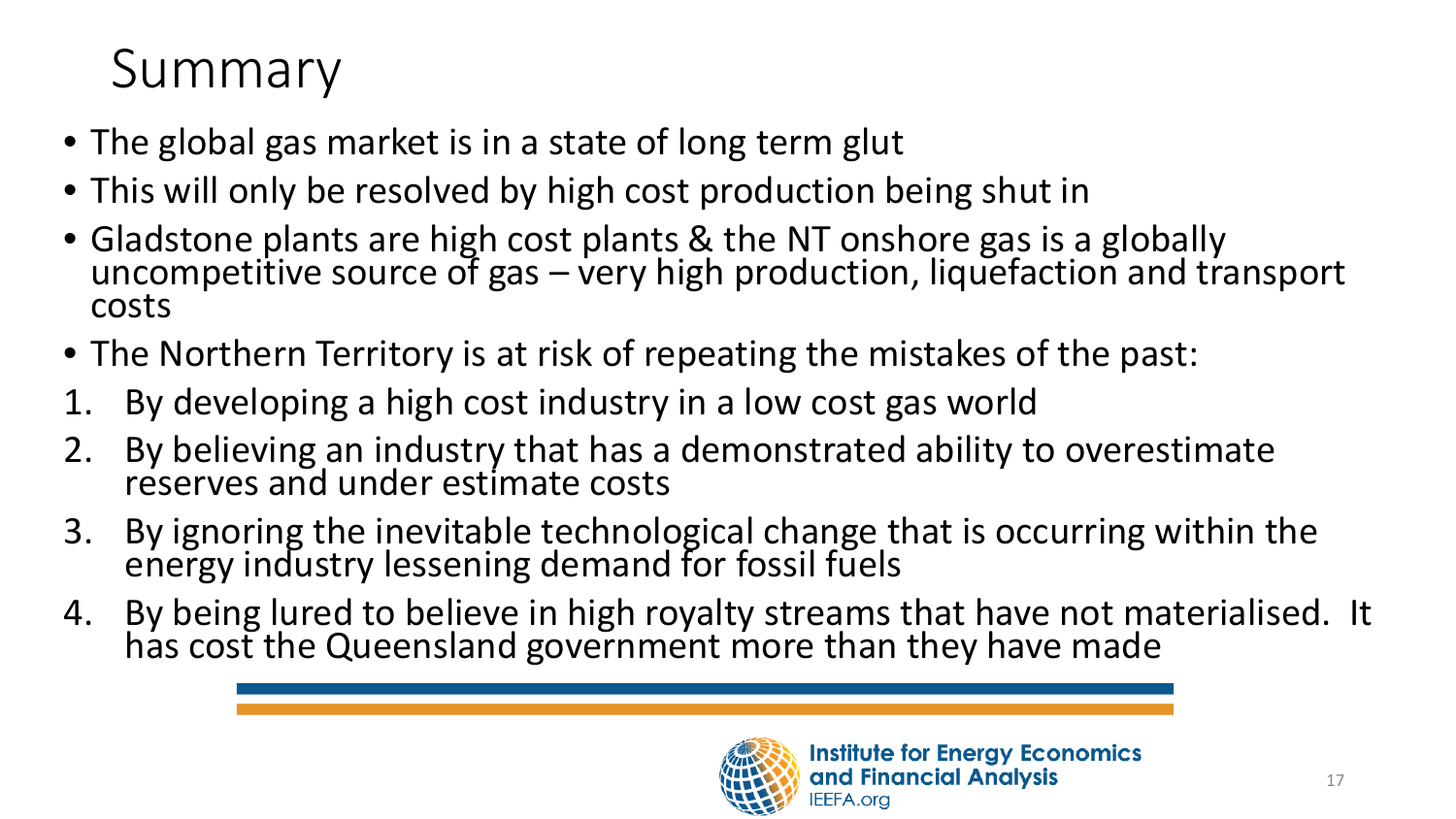# Summary

- The global gas market is in a state of long term glut
- This will only be resolved by high cost production being shut in
- Gladstone plants are high cost plants & the NT onshore gas is a globally uncompetitive source of gas – very high production, liquefaction and transport costs
- The Northern Territory is at risk of repeating the mistakes of the past:

1. By developing a high cost industry in a low cost gas world
2. By believing an industry that has a demonstrated ability to overestimate reserves and under estimate costs
3. By ignoring the inevitable technological change that is occurring within the energy industry lessening demand for fossil fuels
4. By being lured to believe in high royalty streams that have not materialised. It has cost the Queensland government more than they have made

Institute for Energy Economics and Financial Analysis
IEEFA.org